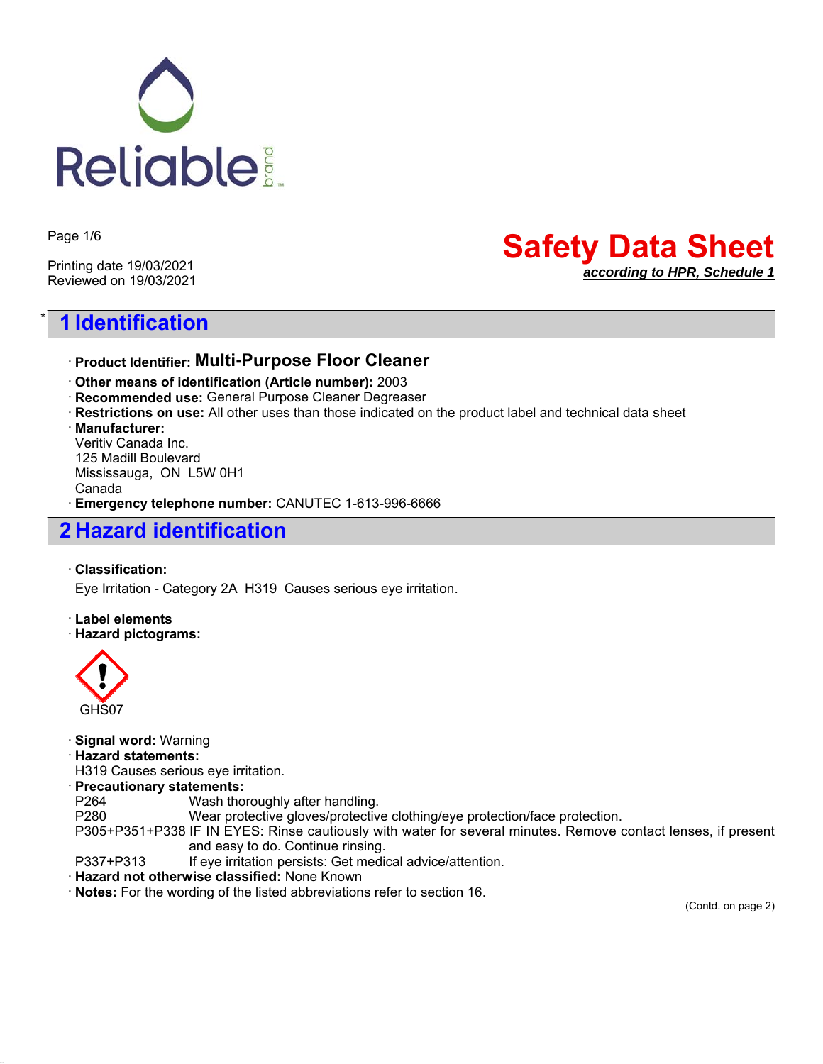Reliable brand

Page 1/6

Printing date 19/03/2021
Reviewed on 19/03/2021

# Safety Data Sheet

***according to HPR, Schedule 1***

## * 1 Identification

· **Product Identifier: Multi-Purpose Floor Cleaner**

· **Other means of identification (Article number):** 2003
· **Recommended use:** General Purpose Cleaner Degreaser
· **Restrictions on use:** All other uses than those indicated on the product label and technical data sheet
· **Manufacturer:**
Veritiv Canada Inc.
125 Madill Boulevard
Mississauga, ON L5W 0H1
Canada
· **Emergency telephone number:** CANUTEC 1-613-996-6666

## 2 Hazard identification

· **Classification:**

Eye Irritation - Category 2A H319 Causes serious eye irritation.

· **Label elements**
· **Hazard pictograms:**

GHS07

· **Signal word:** Warning
· **Hazard statements:**
H319 Causes serious eye irritation.
· **Precautionary statements:**

| | |
|---|---|
| P264 | Wash thoroughly after handling. |
| P280 | Wear protective gloves/protective clothing/eye protection/face protection. |
| P305+P351+P338 | IF IN EYES: Rinse cautiously with water for several minutes. Remove contact lenses, if present and easy to do. Continue rinsing. |
| P337+P313 | If eye irritation persists: Get medical advice/attention. |

· **Hazard not otherwise classified:** None Known
· **Notes:** For the wording of the listed abbreviations refer to section 16.

(Contd. on page 2)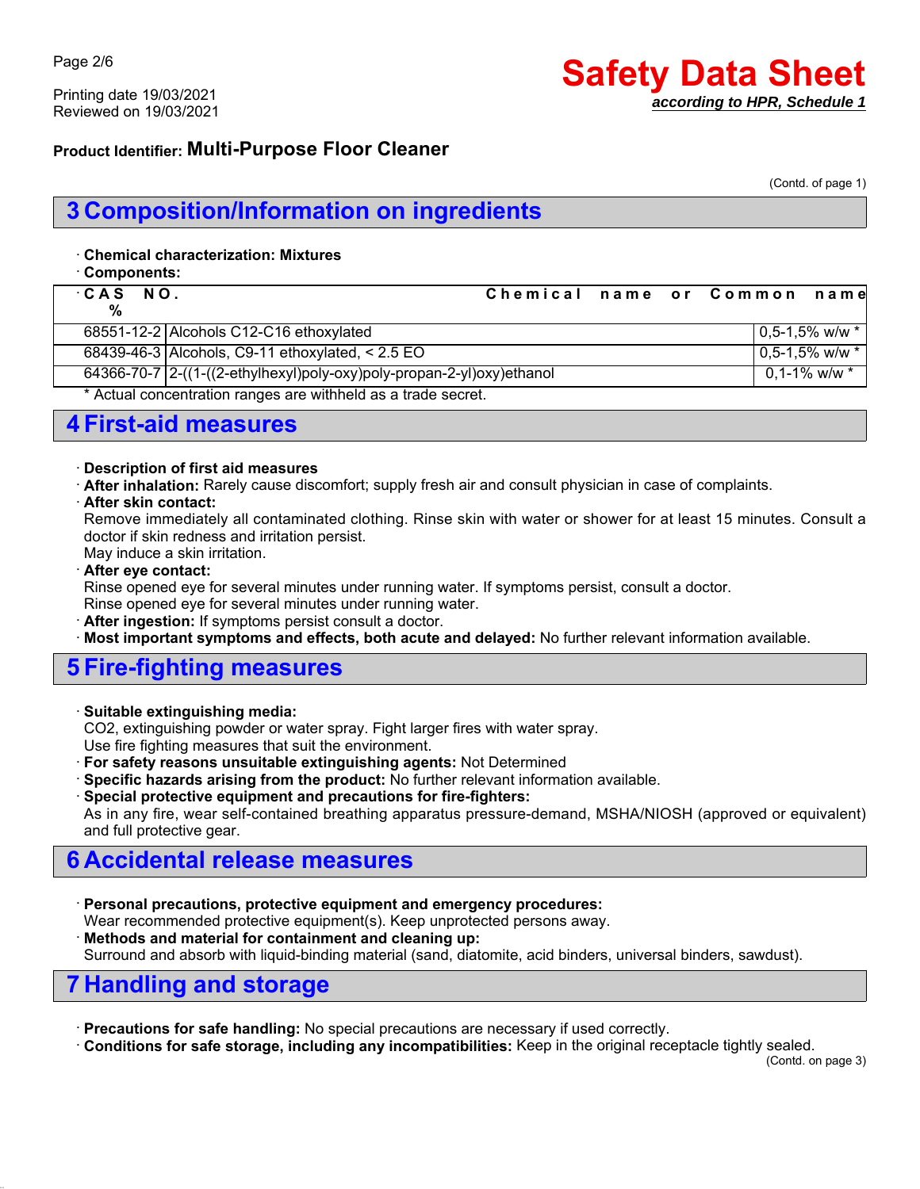Product Identifier: **Multi-Purpose Floor Cleaner**

(Contd. of page 1)

## 3 Composition/Information on ingredients

· **Chemical characterization: Mixtures**
· **Components:**

| CAS NO. | Chemical name or Common name | % |
|---|---|---|
| 68551-12-2 | Alcohols C12-C16 ethoxylated | 0,5-1,5% w/w * |
| 68439-46-3 | Alcohols, C9-11 ethoxylated, < 2.5 EO | 0,5-1,5% w/w * |
| 64366-70-7 | 2-((1-((2-ethylhexyl)poly-oxy)poly-propan-2-yl)oxy)ethanol | 0,1-1% w/w * |

\* Actual concentration ranges are withheld as a trade secret.

## 4 First-aid measures

· **Description of first aid measures**
· **After inhalation:** Rarely cause discomfort; supply fresh air and consult physician in case of complaints.
· **After skin contact:**
Remove immediately all contaminated clothing. Rinse skin with water or shower for at least 15 minutes. Consult a doctor if skin redness and irritation persist.
May induce a skin irritation.
· **After eye contact:**
Rinse opened eye for several minutes under running water. If symptoms persist, consult a doctor.
Rinse opened eye for several minutes under running water.
· **After ingestion:** If symptoms persist consult a doctor.
· **Most important symptoms and effects, both acute and delayed:** No further relevant information available.

## 5 Fire-fighting measures

· **Suitable extinguishing media:**
CO2, extinguishing powder or water spray. Fight larger fires with water spray.
Use fire fighting measures that suit the environment.
· **For safety reasons unsuitable extinguishing agents:** Not Determined
· **Specific hazards arising from the product:** No further relevant information available.
· **Special protective equipment and precautions for fire-fighters:**
As in any fire, wear self-contained breathing apparatus pressure-demand, MSHA/NIOSH (approved or equivalent) and full protective gear.

## 6 Accidental release measures

· **Personal precautions, protective equipment and emergency procedures:**
Wear recommended protective equipment(s). Keep unprotected persons away.
· **Methods and material for containment and cleaning up:**
Surround and absorb with liquid-binding material (sand, diatomite, acid binders, universal binders, sawdust).

## 7 Handling and storage

· **Precautions for safe handling:** No special precautions are necessary if used correctly.
· **Conditions for safe storage, including any incompatibilities:** Keep in the original receptacle tightly sealed.

(Contd. on page 3)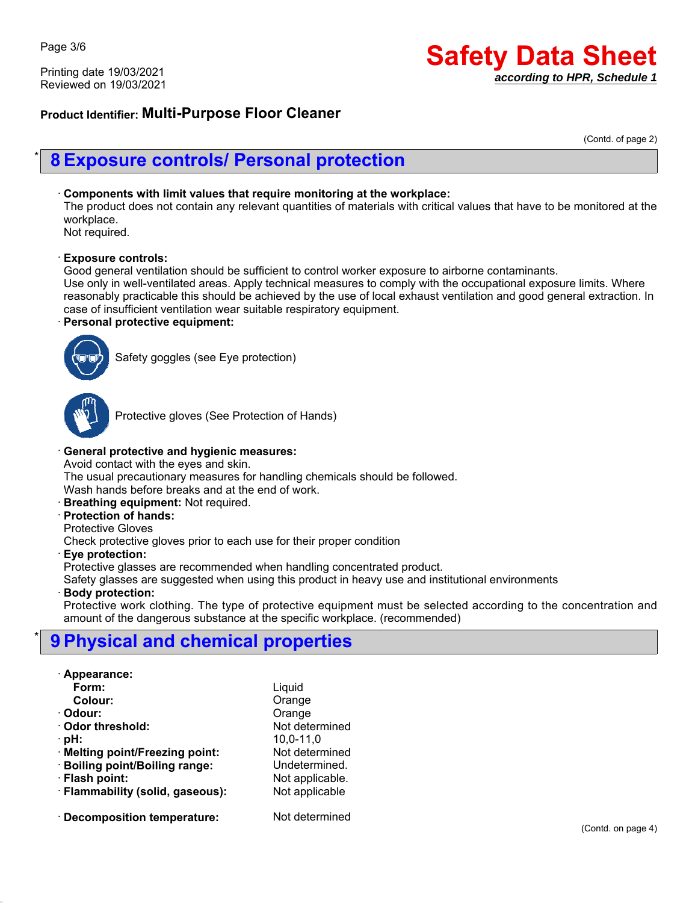Product Identifier: **Multi-Purpose Floor Cleaner**

(Contd. of page 2)

## 8 Exposure controls/ Personal protection

· **Components with limit values that require monitoring at the workplace:**
The product does not contain any relevant quantities of materials with critical values that have to be monitored at the workplace.
Not required.

· **Exposure controls:**
Good general ventilation should be sufficient to control worker exposure to airborne contaminants.
Use only in well-ventilated areas. Apply technical measures to comply with the occupational exposure limits. Where reasonably practicable this should be achieved by the use of local exhaust ventilation and good general extraction. In case of insufficient ventilation wear suitable respiratory equipment.

· **Personal protective equipment:**

Safety goggles (see Eye protection)

Protective gloves (See Protection of Hands)

· **General protective and hygienic measures:**
Avoid contact with the eyes and skin.
The usual precautionary measures for handling chemicals should be followed.
Wash hands before breaks and at the end of work.

· **Breathing equipment:** Not required.

· **Protection of hands:**
Protective Gloves
Check protective gloves prior to each use for their proper condition

· **Eye protection:**
Protective glasses are recommended when handling concentrated product.
Safety glasses are suggested when using this product in heavy use and institutional environments

· **Body protection:**
Protective work clothing. The type of protective equipment must be selected according to the concentration and amount of the dangerous substance at the specific workplace. (recommended)

## 9 Physical and chemical properties

| | |
|---|---|
| · **Appearance:** | |
| **Form:** | Liquid |
| **Colour:** | Orange |
| · **Odour:** | Orange |
| · **Odor threshold:** | Not determined |
| · **pH:** | 10,0-11,0 |
| · **Melting point/Freezing point:** | Not determined |
| · **Boiling point/Boiling range:** | Undetermined. |
| · **Flash point:** | Not applicable. |
| · **Flammability (solid, gaseous):** | Not applicable |
| · **Decomposition temperature:** | Not determined |

(Contd. on page 4)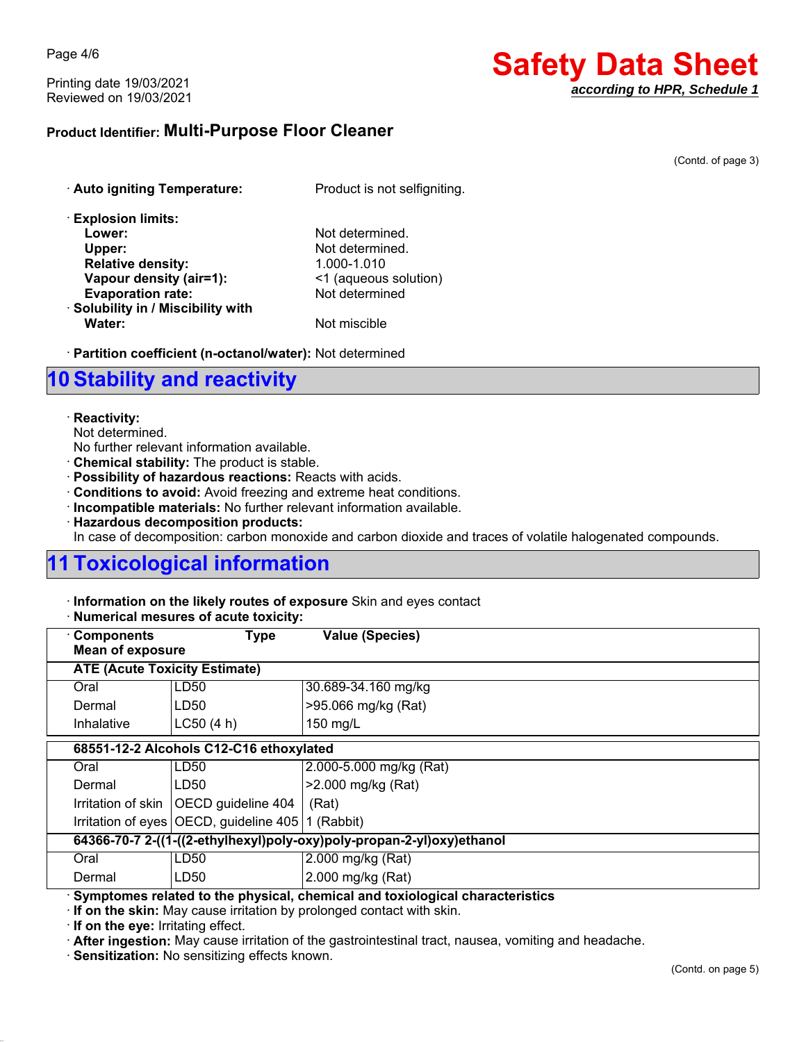Product Identifier: **Multi-Purpose Floor Cleaner**

(Contd. of page 3)

· **Auto igniting Temperature:** Product is not selfigniting.

· **Explosion limits:**
- **Lower:** Not determined.
- **Upper:** Not determined.
- **Relative density:** 1.000-1.010
- **Vapour density (air=1):** <1 (aqueous solution)
- **Evaporation rate:** Not determined

· **Solubility in / Miscibility with**
- **Water:** Not miscible

· **Partition coefficient (n-octanol/water):** Not determined

# 10 Stability and reactivity

· **Reactivity:**
Not determined.
No further relevant information available.

· **Chemical stability:** The product is stable.

· **Possibility of hazardous reactions:** Reacts with acids.

· **Conditions to avoid:** Avoid freezing and extreme heat conditions.

· **Incompatible materials:** No further relevant information available.

· **Hazardous decomposition products:**
In case of decomposition: carbon monoxide and carbon dioxide and traces of volatile halogenated compounds.

# 11 Toxicological information

· **Information on the likely routes of exposure** Skin and eyes contact

· **Numerical mesures of acute toxicity:**

| · Components Mean of exposure | Type | Value (Species) |
|---|---|---|
| **ATE (Acute Toxicity Estimate)** | | |
| Oral | LD50 | 30.689-34.160 mg/kg |
| Dermal | LD50 | >95.066 mg/kg (Rat) |
| Inhalative | LC50 (4 h) | 150 mg/L |
| **68551-12-2 Alcohols C12-C16 ethoxylated** | | |
| Oral | LD50 | 2.000-5.000 mg/kg (Rat) |
| Dermal | LD50 | >2.000 mg/kg (Rat) |
| Irritation of skin | OECD guideline 404 | (Rat) |
| Irritation of eyes | OECD, guideline 405 | 1 (Rabbit) |
| **64366-70-7 2-((1-((2-ethylhexyl)poly-oxy)poly-propan-2-yl)oxy)ethanol** | | |
| Oral | LD50 | 2.000 mg/kg (Rat) |
| Dermal | LD50 | 2.000 mg/kg (Rat) |

· **Symptomes related to the physical, chemical and toxiological characteristics**

· **If on the skin:** May cause irritation by prolonged contact with skin.

· **If on the eye:** Irritating effect.

· **After ingestion:** May cause irritation of the gastrointestinal tract, nausea, vomiting and headache.

· **Sensitization:** No sensitizing effects known.

(Contd. on page 5)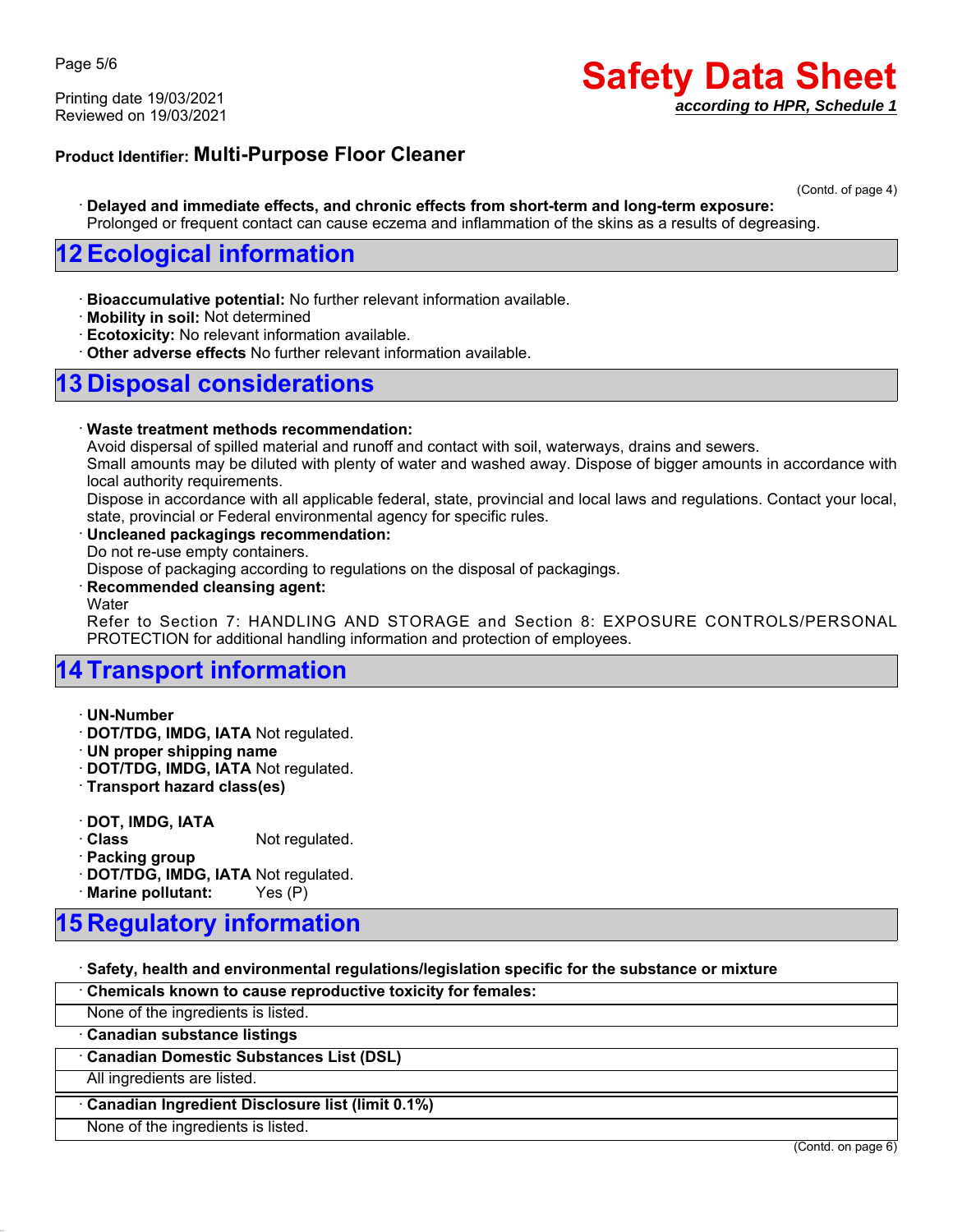**Product Identifier: Multi-Purpose Floor Cleaner**

(Contd. of page 4)

· **Delayed and immediate effects, and chronic effects from short-term and long-term exposure:**
Prolonged or frequent contact can cause eczema and inflammation of the skins as a results of degreasing.

## 12 Ecological information

· **Bioaccumulative potential:** No further relevant information available.
· **Mobility in soil:** Not determined
· **Ecotoxicity:** No relevant information available.
· **Other adverse effects** No further relevant information available.

## 13 Disposal considerations

· **Waste treatment methods recommendation:**
Avoid dispersal of spilled material and runoff and contact with soil, waterways, drains and sewers.
Small amounts may be diluted with plenty of water and washed away. Dispose of bigger amounts in accordance with local authority requirements.
Dispose in accordance with all applicable federal, state, provincial and local laws and regulations. Contact your local, state, provincial or Federal environmental agency for specific rules.
· **Uncleaned packagings recommendation:**
Do not re-use empty containers.
Dispose of packaging according to regulations on the disposal of packagings.
· **Recommended cleansing agent:**
Water
Refer to Section 7: HANDLING AND STORAGE and Section 8: EXPOSURE CONTROLS/PERSONAL PROTECTION for additional handling information and protection of employees.

## 14 Transport information

· **UN-Number**
· **DOT/TDG, IMDG, IATA** Not regulated.
· **UN proper shipping name**
· **DOT/TDG, IMDG, IATA** Not regulated.
· **Transport hazard class(es)**

· **DOT, IMDG, IATA**
· **Class** Not regulated.
· **Packing group**
· **DOT/TDG, IMDG, IATA** Not regulated.
· **Marine pollutant:** Yes (P)

## 15 Regulatory information

· **Safety, health and environmental regulations/legislation specific for the substance or mixture**

· **Chemicals known to cause reproductive toxicity for females:**
None of the ingredients is listed.

· **Canadian substance listings**

· **Canadian Domestic Substances List (DSL)**
All ingredients are listed.

· **Canadian Ingredient Disclosure list (limit 0.1%)**
None of the ingredients is listed.

(Contd. on page 6)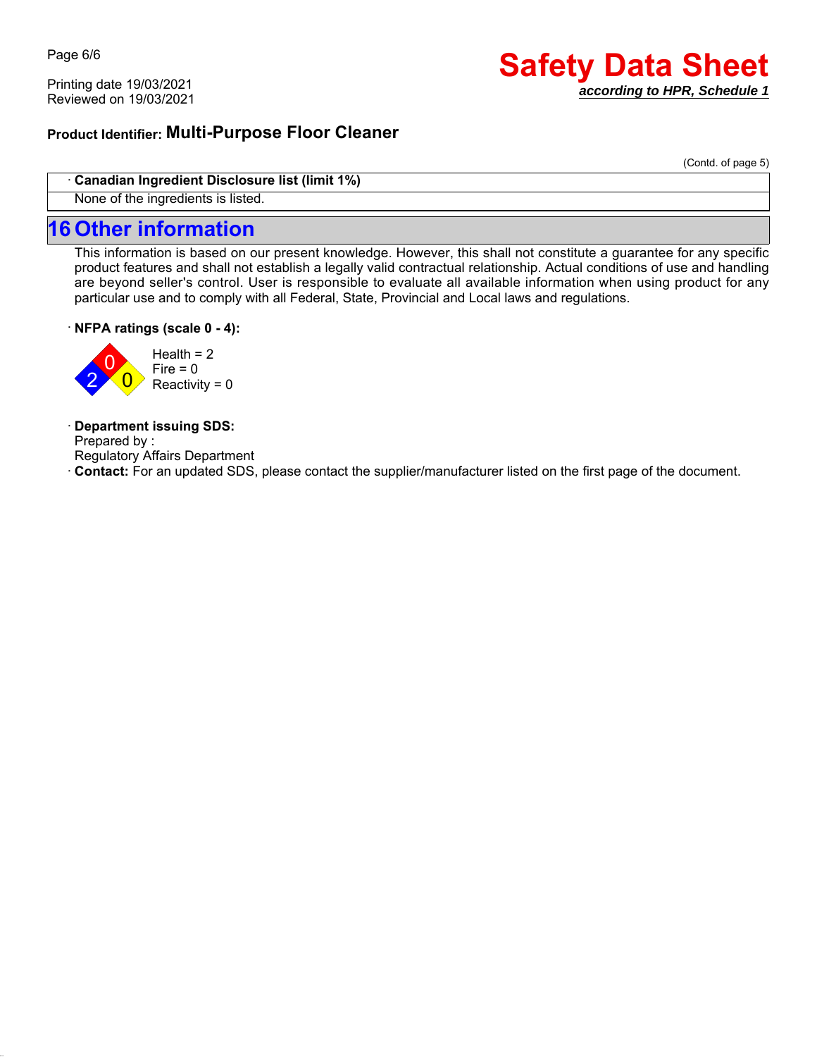(Contd. of page 5)

· **Canadian Ingredient Disclosure list (limit 1%)**

None of the ingredients is listed.

## 16 Other information

This information is based on our present knowledge. However, this shall not constitute a guarantee for any specific product features and shall not establish a legally valid contractual relationship. Actual conditions of use and handling are beyond seller's control. User is responsible to evaluate all available information when using product for any particular use and to comply with all Federal, State, Provincial and Local laws and regulations.

· **NFPA ratings (scale 0 - 4):**

0
2 0

Health = 2
Fire = 0
Reactivity = 0

· **Department issuing SDS:**
Prepared by :
Regulatory Affairs Department

· **Contact:** For an updated SDS, please contact the supplier/manufacturer listed on the first page of the document.